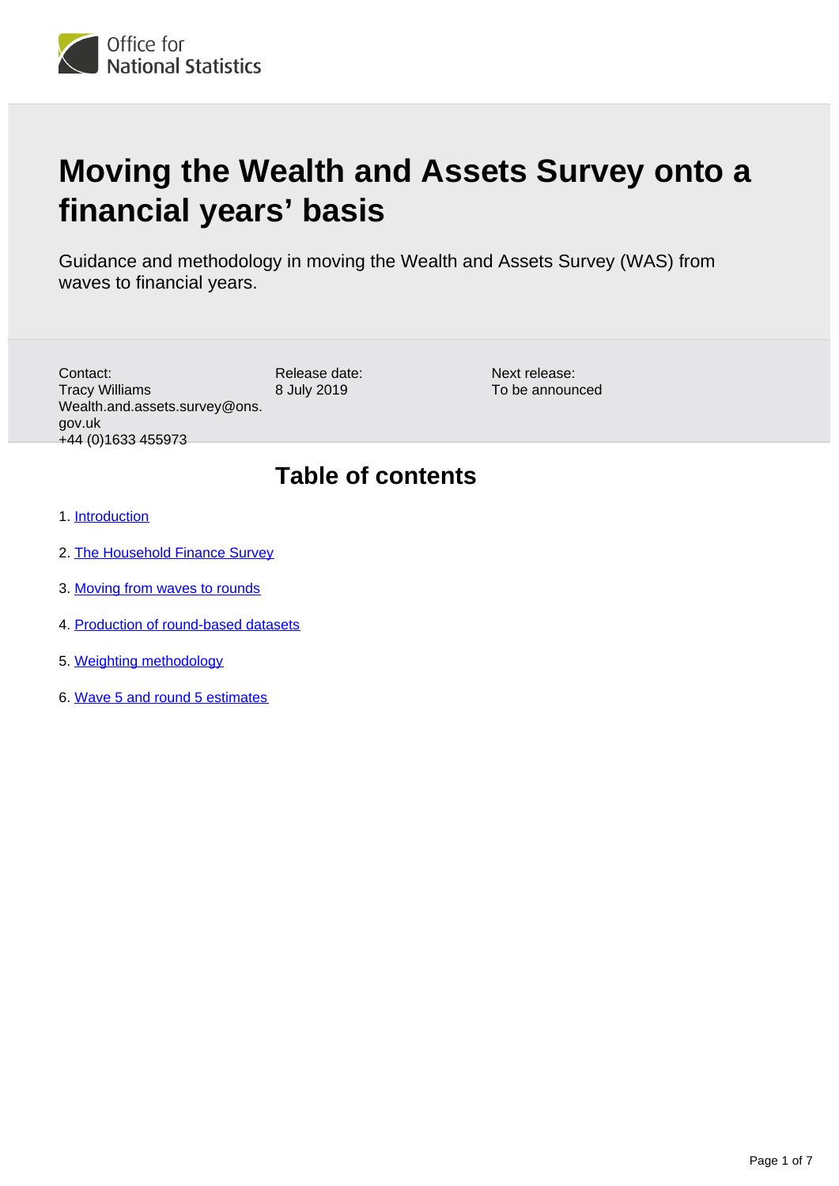# Moving the Wealth and Assets Survey onto a financial years' basis

Guidance and methodology in moving the Wealth and Assets Survey (WAS) from waves to financial years.

Contact:
Tracy Williams
Wealth.and.assets.survey@ons.gov.uk
+44 (0)1633 455973

Release date:
8 July 2019

Next release:
To be announced

## Table of contents

1. Introduction
2. The Household Finance Survey
3. Moving from waves to rounds
4. Production of round-based datasets
5. Weighting methodology
6. Wave 5 and round 5 estimates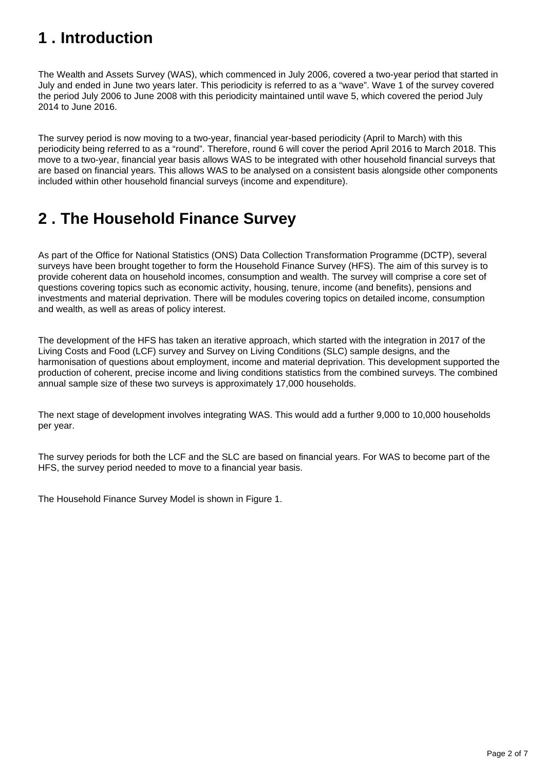## 1 . Introduction

The Wealth and Assets Survey (WAS), which commenced in July 2006, covered a two-year period that started in July and ended in June two years later. This periodicity is referred to as a "wave". Wave 1 of the survey covered the period July 2006 to June 2008 with this periodicity maintained until wave 5, which covered the period July 2014 to June 2016.

The survey period is now moving to a two-year, financial year-based periodicity (April to March) with this periodicity being referred to as a "round". Therefore, round 6 will cover the period April 2016 to March 2018. This move to a two-year, financial year basis allows WAS to be integrated with other household financial surveys that are based on financial years. This allows WAS to be analysed on a consistent basis alongside other components included within other household financial surveys (income and expenditure).

## 2 . The Household Finance Survey

As part of the Office for National Statistics (ONS) Data Collection Transformation Programme (DCTP), several surveys have been brought together to form the Household Finance Survey (HFS). The aim of this survey is to provide coherent data on household incomes, consumption and wealth. The survey will comprise a core set of questions covering topics such as economic activity, housing, tenure, income (and benefits), pensions and investments and material deprivation. There will be modules covering topics on detailed income, consumption and wealth, as well as areas of policy interest.

The development of the HFS has taken an iterative approach, which started with the integration in 2017 of the Living Costs and Food (LCF) survey and Survey on Living Conditions (SLC) sample designs, and the harmonisation of questions about employment, income and material deprivation. This development supported the production of coherent, precise income and living conditions statistics from the combined surveys. The combined annual sample size of these two surveys is approximately 17,000 households.

The next stage of development involves integrating WAS. This would add a further 9,000 to 10,000 households per year.

The survey periods for both the LCF and the SLC are based on financial years. For WAS to become part of the HFS, the survey period needed to move to a financial year basis.

The Household Finance Survey Model is shown in Figure 1.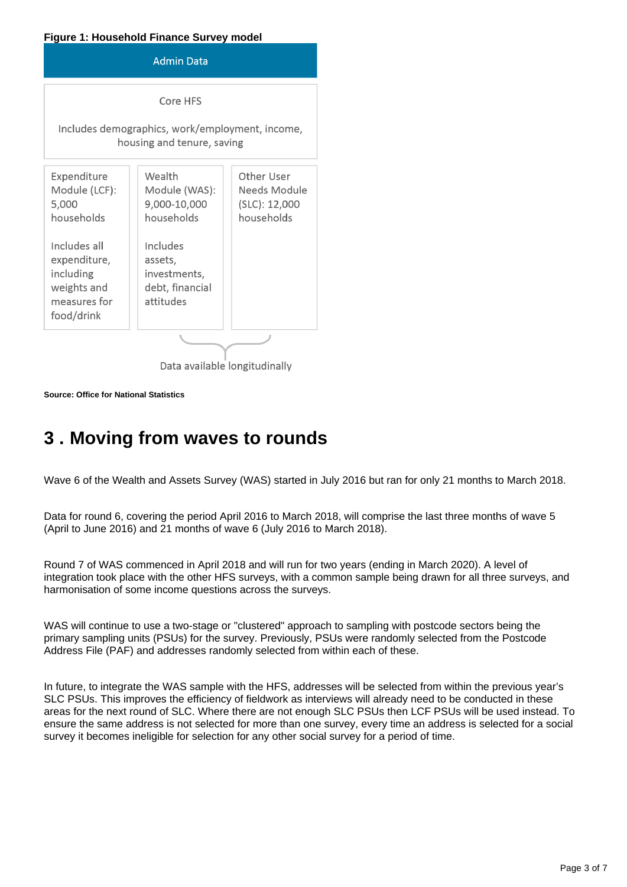**Figure 1: Household Finance Survey model**

Admin Data

Core HFS

Includes demographics, work/employment, income, housing and tenure, saving

| Expenditure Module (LCF): 5,000 households | Wealth Module (WAS): 9,000-10,000 households | Other User Needs Module (SLC): 12,000 households |
|---|---|---|
| Includes all expenditure, including weights and measures for food/drink | Includes assets, investments, debt, financial attitudes | |

Data available longitudinally

**Source: Office for National Statistics**

## 3 . Moving from waves to rounds

Wave 6 of the Wealth and Assets Survey (WAS) started in July 2016 but ran for only 21 months to March 2018.

Data for round 6, covering the period April 2016 to March 2018, will comprise the last three months of wave 5 (April to June 2016) and 21 months of wave 6 (July 2016 to March 2018).

Round 7 of WAS commenced in April 2018 and will run for two years (ending in March 2020). A level of integration took place with the other HFS surveys, with a common sample being drawn for all three surveys, and harmonisation of some income questions across the surveys.

WAS will continue to use a two-stage or "clustered" approach to sampling with postcode sectors being the primary sampling units (PSUs) for the survey. Previously, PSUs were randomly selected from the Postcode Address File (PAF) and addresses randomly selected from within each of these.

In future, to integrate the WAS sample with the HFS, addresses will be selected from within the previous year's SLC PSUs. This improves the efficiency of fieldwork as interviews will already need to be conducted in these areas for the next round of SLC. Where there are not enough SLC PSUs then LCF PSUs will be used instead. To ensure the same address is not selected for more than one survey, every time an address is selected for a social survey it becomes ineligible for selection for any other social survey for a period of time.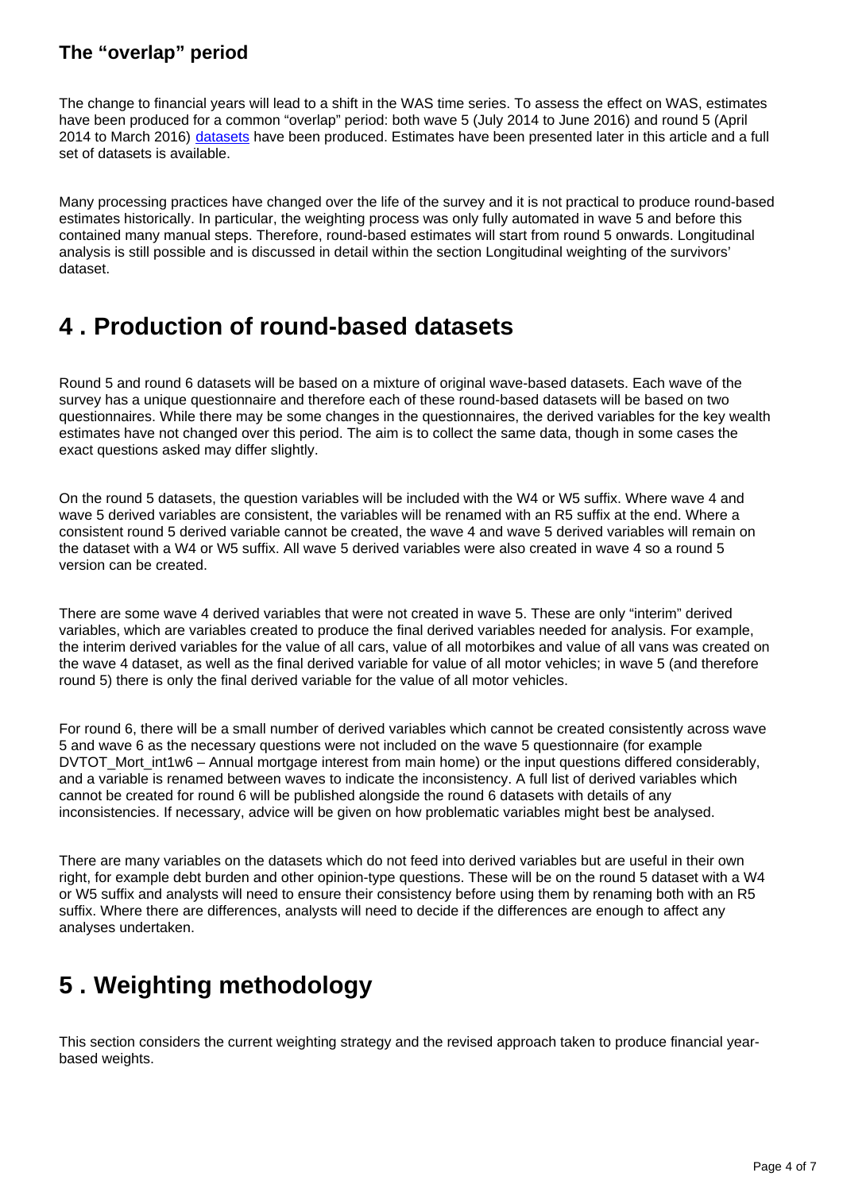### The "overlap" period

The change to financial years will lead to a shift in the WAS time series. To assess the effect on WAS, estimates have been produced for a common "overlap" period: both wave 5 (July 2014 to June 2016) and round 5 (April 2014 to March 2016) datasets have been produced. Estimates have been presented later in this article and a full set of datasets is available.

Many processing practices have changed over the life of the survey and it is not practical to produce round-based estimates historically. In particular, the weighting process was only fully automated in wave 5 and before this contained many manual steps. Therefore, round-based estimates will start from round 5 onwards. Longitudinal analysis is still possible and is discussed in detail within the section Longitudinal weighting of the survivors' dataset.

## 4 . Production of round-based datasets

Round 5 and round 6 datasets will be based on a mixture of original wave-based datasets. Each wave of the survey has a unique questionnaire and therefore each of these round-based datasets will be based on two questionnaires. While there may be some changes in the questionnaires, the derived variables for the key wealth estimates have not changed over this period. The aim is to collect the same data, though in some cases the exact questions asked may differ slightly.

On the round 5 datasets, the question variables will be included with the W4 or W5 suffix. Where wave 4 and wave 5 derived variables are consistent, the variables will be renamed with an R5 suffix at the end. Where a consistent round 5 derived variable cannot be created, the wave 4 and wave 5 derived variables will remain on the dataset with a W4 or W5 suffix. All wave 5 derived variables were also created in wave 4 so a round 5 version can be created.

There are some wave 4 derived variables that were not created in wave 5. These are only "interim" derived variables, which are variables created to produce the final derived variables needed for analysis. For example, the interim derived variables for the value of all cars, value of all motorbikes and value of all vans was created on the wave 4 dataset, as well as the final derived variable for value of all motor vehicles; in wave 5 (and therefore round 5) there is only the final derived variable for the value of all motor vehicles.

For round 6, there will be a small number of derived variables which cannot be created consistently across wave 5 and wave 6 as the necessary questions were not included on the wave 5 questionnaire (for example DVTOT_Mort_int1w6 – Annual mortgage interest from main home) or the input questions differed considerably, and a variable is renamed between waves to indicate the inconsistency. A full list of derived variables which cannot be created for round 6 will be published alongside the round 6 datasets with details of any inconsistencies. If necessary, advice will be given on how problematic variables might best be analysed.

There are many variables on the datasets which do not feed into derived variables but are useful in their own right, for example debt burden and other opinion-type questions. These will be on the round 5 dataset with a W4 or W5 suffix and analysts will need to ensure their consistency before using them by renaming both with an R5 suffix. Where there are differences, analysts will need to decide if the differences are enough to affect any analyses undertaken.

## 5 . Weighting methodology

This section considers the current weighting strategy and the revised approach taken to produce financial year-based weights.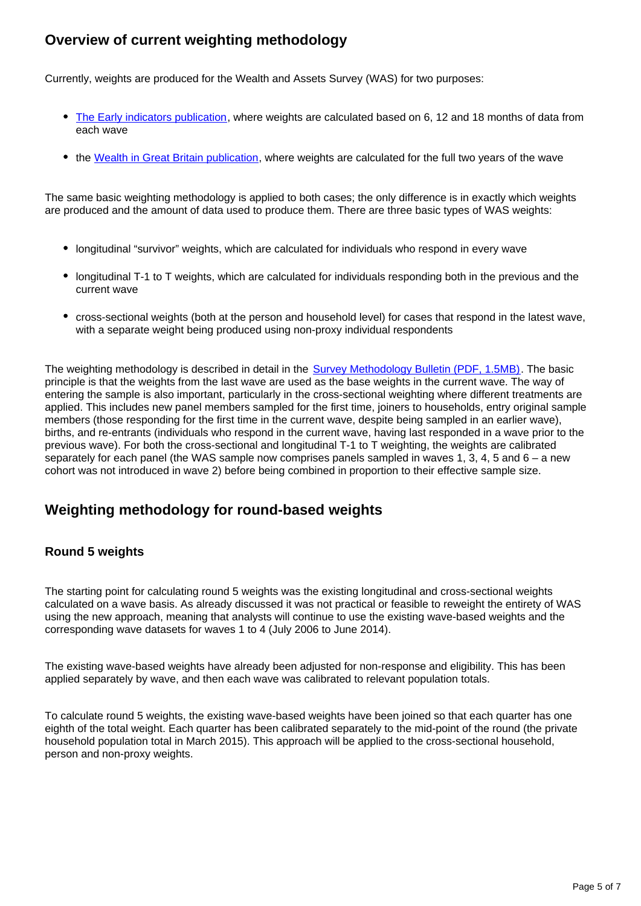## Overview of current weighting methodology

Currently, weights are produced for the Wealth and Assets Survey (WAS) for two purposes:

- The Early indicators publication, where weights are calculated based on 6, 12 and 18 months of data from each wave
- the Wealth in Great Britain publication, where weights are calculated for the full two years of the wave

The same basic weighting methodology is applied to both cases; the only difference is in exactly which weights are produced and the amount of data used to produce them. There are three basic types of WAS weights:

- longitudinal "survivor" weights, which are calculated for individuals who respond in every wave
- longitudinal T-1 to T weights, which are calculated for individuals responding both in the previous and the current wave
- cross-sectional weights (both at the person and household level) for cases that respond in the latest wave, with a separate weight being produced using non-proxy individual respondents

The weighting methodology is described in detail in the Survey Methodology Bulletin (PDF, 1.5MB). The basic principle is that the weights from the last wave are used as the base weights in the current wave. The way of entering the sample is also important, particularly in the cross-sectional weighting where different treatments are applied. This includes new panel members sampled for the first time, joiners to households, entry original sample members (those responding for the first time in the current wave, despite being sampled in an earlier wave), births, and re-entrants (individuals who respond in the current wave, having last responded in a wave prior to the previous wave). For both the cross-sectional and longitudinal T-1 to T weighting, the weights are calibrated separately for each panel (the WAS sample now comprises panels sampled in waves 1, 3, 4, 5 and 6 – a new cohort was not introduced in wave 2) before being combined in proportion to their effective sample size.

## Weighting methodology for round-based weights

### Round 5 weights

The starting point for calculating round 5 weights was the existing longitudinal and cross-sectional weights calculated on a wave basis. As already discussed it was not practical or feasible to reweight the entirety of WAS using the new approach, meaning that analysts will continue to use the existing wave-based weights and the corresponding wave datasets for waves 1 to 4 (July 2006 to June 2014).

The existing wave-based weights have already been adjusted for non-response and eligibility. This has been applied separately by wave, and then each wave was calibrated to relevant population totals.

To calculate round 5 weights, the existing wave-based weights have been joined so that each quarter has one eighth of the total weight. Each quarter has been calibrated separately to the mid-point of the round (the private household population total in March 2015). This approach will be applied to the cross-sectional household, person and non-proxy weights.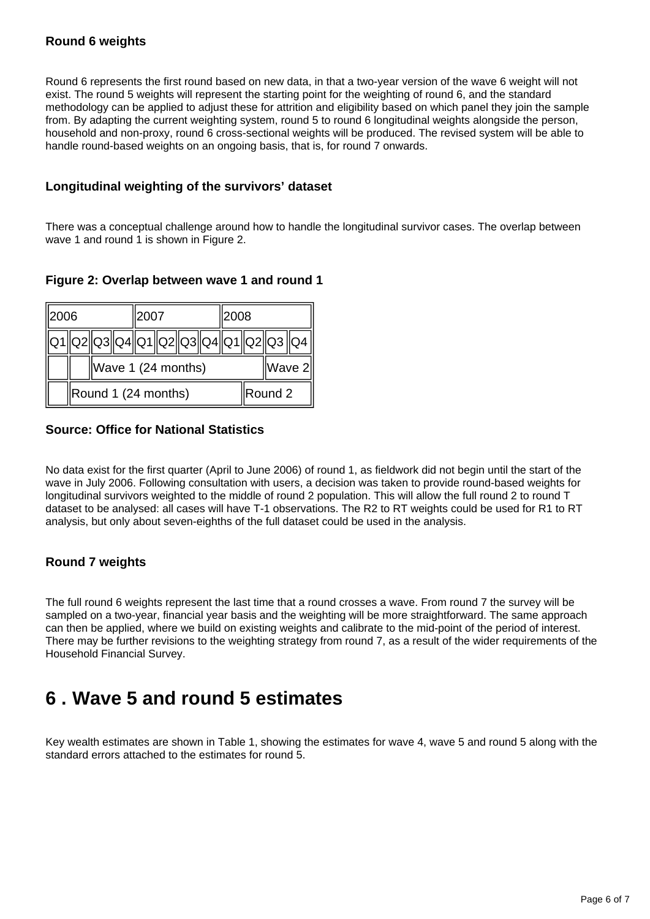### Round 6 weights

Round 6 represents the first round based on new data, in that a two-year version of the wave 6 weight will not exist. The round 5 weights will represent the starting point for the weighting of round 6, and the standard methodology can be applied to adjust these for attrition and eligibility based on which panel they join the sample from. By adapting the current weighting system, round 5 to round 6 longitudinal weights alongside the person, household and non-proxy, round 6 cross-sectional weights will be produced. The revised system will be able to handle round-based weights on an ongoing basis, that is, for round 7 onwards.

### Longitudinal weighting of the survivors' dataset

There was a conceptual challenge around how to handle the longitudinal survivor cases. The overlap between wave 1 and round 1 is shown in Figure 2.

**Figure 2: Overlap between wave 1 and round 1**

| 2006 | | | | 2007 | | | | 2008 | | | |
|---|---|---|---|---|---|---|---|---|---|---|---|
| Q1 | Q2 | Q3 | Q4 | Q1 | Q2 | Q3 | Q4 | Q1 | Q2 | Q3 | Q4 |
| | | Wave 1 (24 months) | | | | | | | | Wave 2 | |
| | Round 1 (24 months) | | | | | | | | Round 2 | | |

**Source: Office for National Statistics**

No data exist for the first quarter (April to June 2006) of round 1, as fieldwork did not begin until the start of the wave in July 2006. Following consultation with users, a decision was taken to provide round-based weights for longitudinal survivors weighted to the middle of round 2 population. This will allow the full round 2 to round T dataset to be analysed: all cases will have T-1 observations. The R2 to RT weights could be used for R1 to RT analysis, but only about seven-eighths of the full dataset could be used in the analysis.

### Round 7 weights

The full round 6 weights represent the last time that a round crosses a wave. From round 7 the survey will be sampled on a two-year, financial year basis and the weighting will be more straightforward. The same approach can then be applied, where we build on existing weights and calibrate to the mid-point of the period of interest. There may be further revisions to the weighting strategy from round 7, as a result of the wider requirements of the Household Financial Survey.

## 6 . Wave 5 and round 5 estimates

Key wealth estimates are shown in Table 1, showing the estimates for wave 4, wave 5 and round 5 along with the standard errors attached to the estimates for round 5.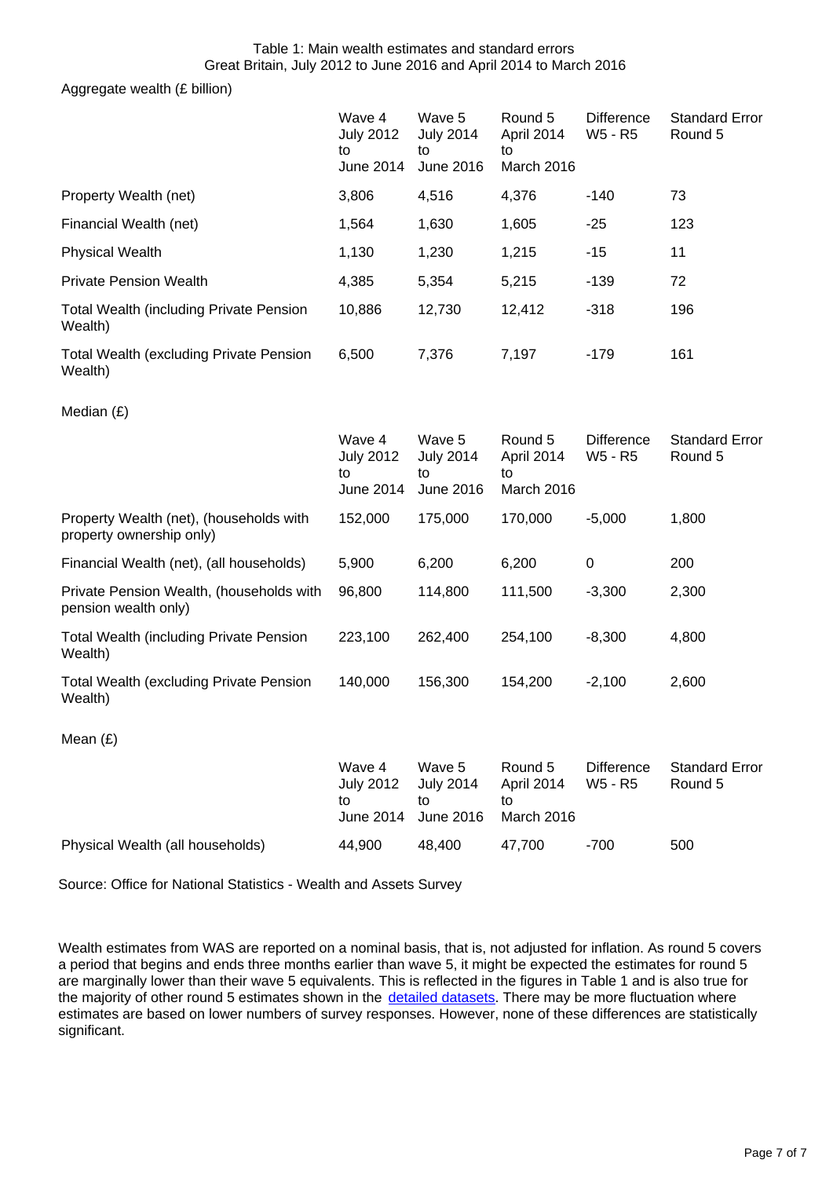Table 1: Main wealth estimates and standard errors
Great Britain, July 2012 to June 2016 and April 2014 to March 2016

Aggregate wealth (£ billion)

| | Wave 4 July 2012 to June 2014 | Wave 5 July 2014 to June 2016 | Round 5 April 2014 to March 2016 | Difference W5 - R5 | Standard Error Round 5 |
|---|---|---|---|---|---|
| Property Wealth (net) | 3,806 | 4,516 | 4,376 | -140 | 73 |
| Financial Wealth (net) | 1,564 | 1,630 | 1,605 | -25 | 123 |
| Physical Wealth | 1,130 | 1,230 | 1,215 | -15 | 11 |
| Private Pension Wealth | 4,385 | 5,354 | 5,215 | -139 | 72 |
| Total Wealth (including Private Pension Wealth) | 10,886 | 12,730 | 12,412 | -318 | 196 |
| Total Wealth (excluding Private Pension Wealth) | 6,500 | 7,376 | 7,197 | -179 | 161 |

Median (£)

| | Wave 4 July 2012 to June 2014 | Wave 5 July 2014 to June 2016 | Round 5 April 2014 to March 2016 | Difference W5 - R5 | Standard Error Round 5 |
|---|---|---|---|---|---|
| Property Wealth (net), (households with property ownership only) | 152,000 | 175,000 | 170,000 | -5,000 | 1,800 |
| Financial Wealth (net), (all households) | 5,900 | 6,200 | 6,200 | 0 | 200 |
| Private Pension Wealth, (households with pension wealth only) | 96,800 | 114,800 | 111,500 | -3,300 | 2,300 |
| Total Wealth (including Private Pension Wealth) | 223,100 | 262,400 | 254,100 | -8,300 | 4,800 |
| Total Wealth (excluding Private Pension Wealth) | 140,000 | 156,300 | 154,200 | -2,100 | 2,600 |

Mean (£)

| | Wave 4 July 2012 to June 2014 | Wave 5 July 2014 to June 2016 | Round 5 April 2014 to March 2016 | Difference W5 - R5 | Standard Error Round 5 |
|---|---|---|---|---|---|
| Physical Wealth (all households) | 44,900 | 48,400 | 47,700 | -700 | 500 |

Source: Office for National Statistics - Wealth and Assets Survey

Wealth estimates from WAS are reported on a nominal basis, that is, not adjusted for inflation. As round 5 covers a period that begins and ends three months earlier than wave 5, it might be expected the estimates for round 5 are marginally lower than their wave 5 equivalents. This is reflected in the figures in Table 1 and is also true for the majority of other round 5 estimates shown in the detailed datasets. There may be more fluctuation where estimates are based on lower numbers of survey responses. However, none of these differences are statistically significant.